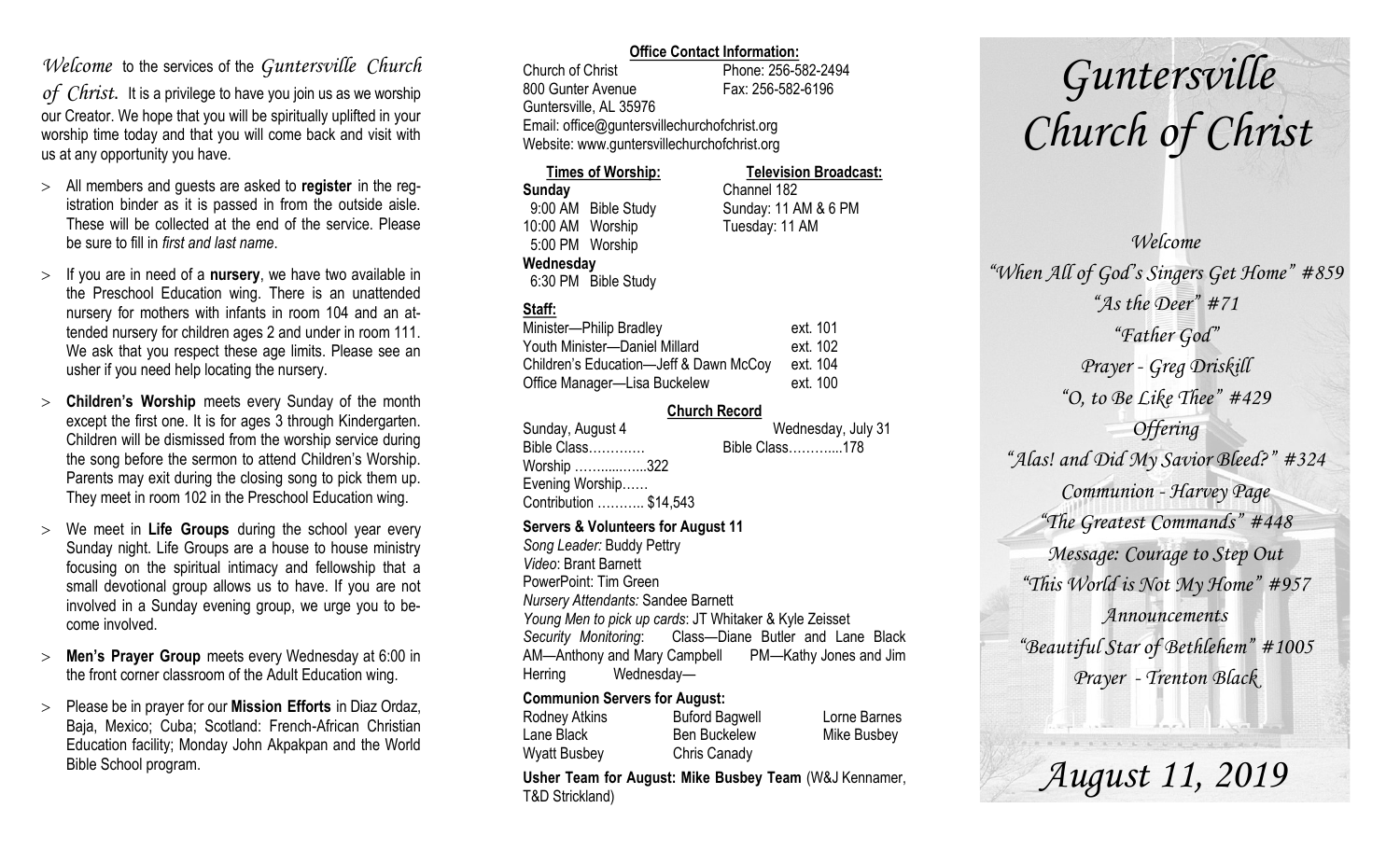*Welcome* to the services of the *Guntersville Church of Christ.* It is a privilege to have you join us as we worship our Creator. We hope that you will be spiritually uplifted in your worship time today and that you will come back and visit with us at any opportunity you have.

- All members and guests are asked to **register** in the registration binder as it is passed in from the outside aisle. These will be collected at the end of the service. Please be sure to fill in *first and last name*.
- If you are in need of a **nursery**, we have two available in the Preschool Education wing. There is an unattended nursery for mothers with infants in room 104 and an attended nursery for children ages 2 and under in room 111. We ask that you respect these age limits. Please see an usher if you need help locating the nursery.
- **Children's Worship** meets every Sunday of the month except the first one. It is for ages 3 through Kindergarten. Children will be dismissed from the worship service during the song before the sermon to attend Children's Worship. Parents may exit during the closing song to pick them up. They meet in room 102 in the Preschool Education wing.
- We meet in **Life Groups** during the school year every Sunday night. Life Groups are a house to house ministry focusing on the spiritual intimacy and fellowship that a small devotional group allows us to have. If you are not involved in a Sunday evening group, we urge you to become involved.
- **Men's Prayer Group** meets every Wednesday at 6:00 in the front corner classroom of the Adult Education wing.
- Please be in prayer for our **Mission Efforts** in Diaz Ordaz, Baja, Mexico; Cuba; Scotland: French-African Christian Education facility; Monday John Akpakpan and the World Bible School program.

**Office Contact Information:**

Church of Christ — Phone: 256-582-2494
800 Gunter Avenue — Fax: 256-582-6196
Guntersville, AL 35976
Email: office@guntersvillechurchofchrist.org
Website: www.guntersvillechurchofchrist.org

**Times of Worship:**
**Sunday**
9:00 AM Bible Study
10:00 AM Worship
5:00 PM Worship
**Wednesday**
6:30 PM Bible Study

**Television Broadcast:**
Channel 182
Sunday: 11 AM & 6 PM
Tuesday: 11 AM

**Staff:**

| | |
|---|---|
| Minister—Philip Bradley | ext. 101 |
| Youth Minister—Daniel Millard | ext. 102 |
| Children's Education—Jeff & Dawn McCoy | ext. 104 |
| Office Manager—Lisa Buckelew | ext. 100 |

**Church Record**

Sunday, August 4
Bible Class…………
Worship ……......…..322
Evening Worship……
Contribution ……….. $14,543

Wednesday, July 31
Bible Class………....178

**Servers & Volunteers for August 11**

*Song Leader:* Buddy Pettry
*Video*: Brant Barnett
PowerPoint: Tim Green
*Nursery Attendants:* Sandee Barnett
*Young Men to pick up cards*: JT Whitaker & Kyle Zeisset
*Security Monitoring*: Class—Diane Butler and Lane Black AM—Anthony and Mary Campbell PM—Kathy Jones and Jim Herring Wednesday—

**Communion Servers for August:**

| | | |
|---|---|---|
| Rodney Atkins | Buford Bagwell | Lorne Barnes |
| Lane Black | Ben Buckelew | Mike Busbey |
| Wyatt Busbey | Chris Canady | |

**Usher Team for August: Mike Busbey Team** (W&J Kennamer, T&D Strickland)

# *Guntersville Church of Christ*

*Welcome*
*"When All of God's Singers Get Home" #859*
*"As the Deer" #71*
*"Father God"*
*Prayer - Greg Driskill*
*"O, to Be Like Thee" #429*
*Offering*
*"Alas! and Did My Savior Bleed?" #324*
*Communion - Harvey Page*
*"The Greatest Commands" #448*
*Message: Courage to Step Out*
*"This World is Not My Home" #957*
*Announcements*
*"Beautiful Star of Bethlehem" #1005*
*Prayer - Trenton Black*

## *August 11, 2019*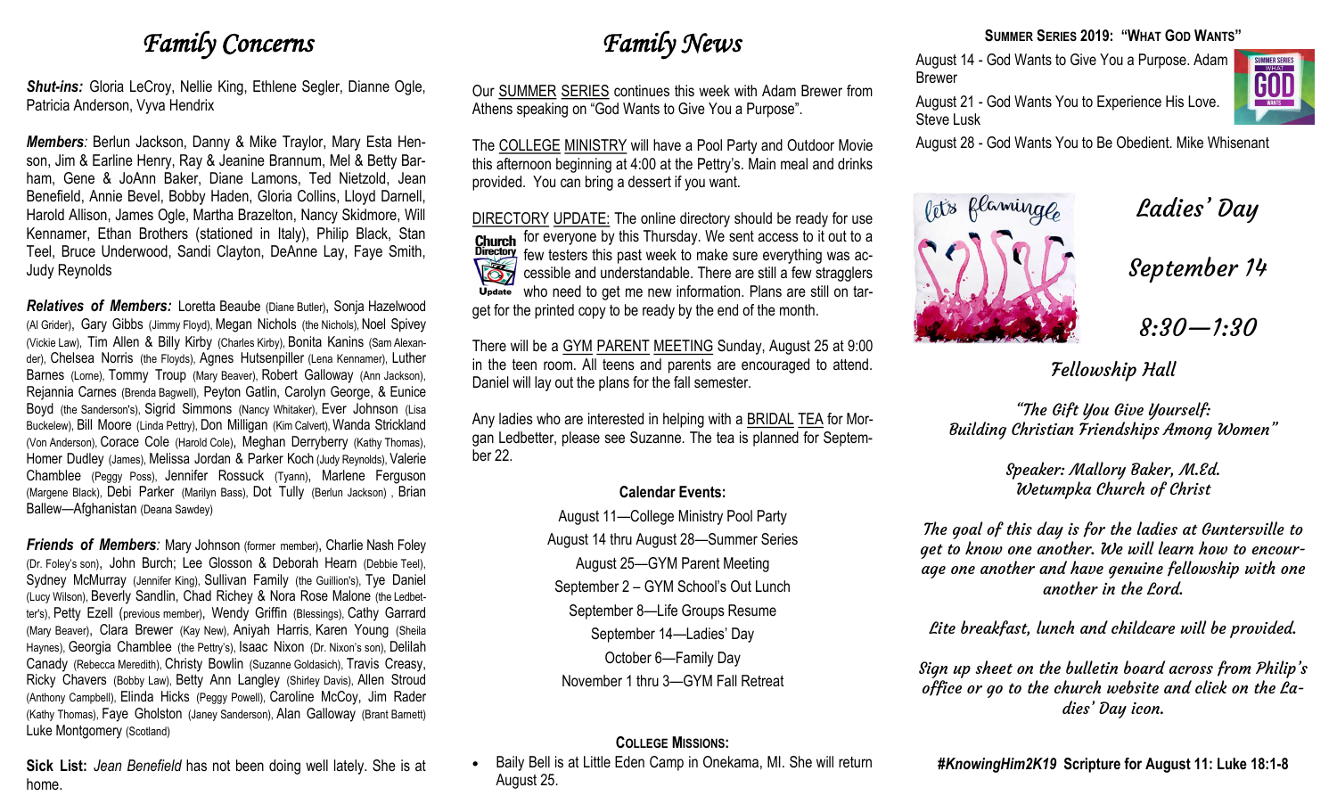# Family Concerns

***Shut-ins:*** Gloria LeCroy, Nellie King, Ethlene Segler, Dianne Ogle, Patricia Anderson, Vyva Hendrix

***Members:*** Berlun Jackson, Danny & Mike Traylor, Mary Esta Henson, Jim & Earline Henry, Ray & Jeanine Brannum, Mel & Betty Barham, Gene & JoAnn Baker, Diane Lamons, Ted Nietzold, Jean Benefield, Annie Bevel, Bobby Haden, Gloria Collins, Lloyd Darnell, Harold Allison, James Ogle, Martha Brazelton, Nancy Skidmore, Will Kennamer, Ethan Brothers (stationed in Italy), Philip Black, Stan Teel, Bruce Underwood, Sandi Clayton, DeAnne Lay, Faye Smith, Judy Reynolds

***Relatives of Members:*** Loretta Beaube (Diane Butler), Sonja Hazelwood (Al Grider), Gary Gibbs (Jimmy Floyd), Megan Nichols (the Nichols), Noel Spivey (Vickie Law), Tim Allen & Billy Kirby (Charles Kirby), Bonita Kanins (Sam Alexander), Chelsea Norris (the Floyds), Agnes Hutsenpiller (Lena Kennamer), Luther Barnes (Lorne), Tommy Troup (Mary Beaver), Robert Galloway (Ann Jackson), Rejannia Carnes (Brenda Bagwell), Peyton Gatlin, Carolyn George, & Eunice Boyd (the Sanderson's), Sigrid Simmons (Nancy Whitaker), Ever Johnson (Lisa Buckelew), Bill Moore (Linda Pettry), Don Milligan (Kim Calvert), Wanda Strickland (Von Anderson), Corace Cole (Harold Cole), Meghan Derryberry (Kathy Thomas), Homer Dudley (James), Melissa Jordan & Parker Koch (Judy Reynolds), Valerie Chamblee (Peggy Poss), Jennifer Rossuck (Tyann), Marlene Ferguson (Margene Black), Debi Parker (Marilyn Bass), Dot Tully (Berlun Jackson) , Brian Ballew—Afghanistan (Deana Sawdey)

***Friends of Members:*** Mary Johnson (former member), Charlie Nash Foley (Dr. Foley's son), John Burch; Lee Glosson & Deborah Hearn (Debbie Teel), Sydney McMurray (Jennifer King), Sullivan Family (the Guillion's), Tye Daniel (Lucy Wilson), Beverly Sandlin, Chad Richey & Nora Rose Malone (the Ledbetter's), Petty Ezell (previous member), Wendy Griffin (Blessings), Cathy Garrard (Mary Beaver), Clara Brewer (Kay New), Aniyah Harris, Karen Young (Sheila Haynes), Georgia Chamblee (the Pettry's), Isaac Nixon (Dr. Nixon's son), Delilah Canady (Rebecca Meredith), Christy Bowlin (Suzanne Goldasich), Travis Creasy, Ricky Chavers (Bobby Law), Betty Ann Langley (Shirley Davis), Allen Stroud (Anthony Campbell), Elinda Hicks (Peggy Powell), Caroline McCoy, Jim Rader (Kathy Thomas), Faye Gholston (Janey Sanderson), Alan Galloway (Brant Barnett) Luke Montgomery (Scotland)

**Sick List:** *Jean Benefield* has not been doing well lately. She is at home.

# Family News

Our SUMMER SERIES continues this week with Adam Brewer from Athens speaking on "God Wants to Give You a Purpose".

The COLLEGE MINISTRY will have a Pool Party and Outdoor Movie this afternoon beginning at 4:00 at the Pettry's. Main meal and drinks provided. You can bring a dessert if you want.

DIRECTORY UPDATE: The online directory should be ready for use for everyone by this Thursday. We sent access to it out to a few testers this past week to make sure everything was accessible and understandable. There are still a few stragglers who need to get me new information. Plans are still on target for the printed copy to be ready by the end of the month.

There will be a GYM PARENT MEETING Sunday, August 25 at 9:00 in the teen room. All teens and parents are encouraged to attend. Daniel will lay out the plans for the fall semester.

Any ladies who are interested in helping with a BRIDAL TEA for Morgan Ledbetter, please see Suzanne. The tea is planned for September 22.

**Calendar Events:**

August 11—College Ministry Pool Party
August 14 thru August 28—Summer Series
August 25—GYM Parent Meeting
September 2 – GYM School's Out Lunch
September 8—Life Groups Resume
September 14—Ladies' Day
October 6—Family Day
November 1 thru 3—GYM Fall Retreat

**College Missions:**

- Baily Bell is at Little Eden Camp in Onekama, MI. She will return August 25.

**Summer Series 2019: "What God Wants"**

August 14 - God Wants to Give You a Purpose. Adam Brewer

August 21 - God Wants You to Experience His Love. Steve Lusk

August 28 - God Wants You to Be Obedient. Mike Whisenant

## Ladies' Day

September 14

8:30—1:30

Fellowship Hall

*"The Gift You Give Yourself: Building Christian Friendships Among Women"*

*Speaker: Mallory Baker, M.Ed.*
*Wetumpka Church of Christ*

*The goal of this day is for the ladies at Guntersville to get to know one another. We will learn how to encourage one another and have genuine fellowship with one another in the Lord.*

*Lite breakfast, lunch and childcare will be provided.*

*Sign up sheet on the bulletin board across from Philip's office or go to the church website and click on the Ladies' Day icon.*

**#KnowingHim2K19 Scripture for August 11: Luke 18:1-8**